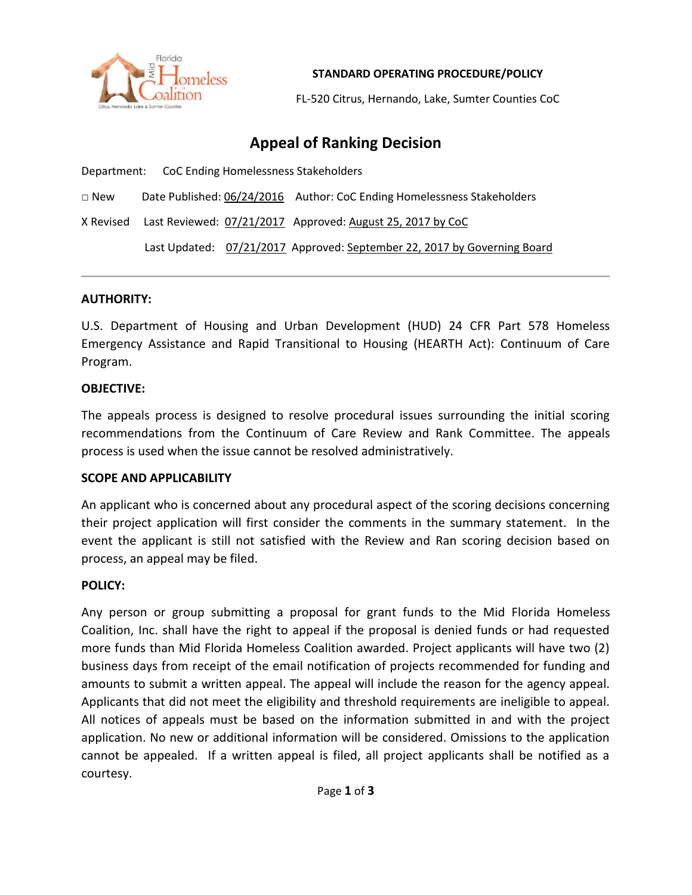**STANDARD OPERATING PROCEDURE/POLICY**

FL-520 Citrus, Hernando, Lake, Sumter Counties CoC

# Appeal of Ranking Decision

Department: CoC Ending Homelessness Stakeholders

□ New Date Published: 06/24/2016 Author: CoC Ending Homelessness Stakeholders

X Revised Last Reviewed: 07/21/2017 Approved: August 25, 2017 by CoC

Last Updated: 07/21/2017 Approved: September 22, 2017 by Governing Board

---

**AUTHORITY:**

U.S. Department of Housing and Urban Development (HUD) 24 CFR Part 578 Homeless Emergency Assistance and Rapid Transitional to Housing (HEARTH Act): Continuum of Care Program.

**OBJECTIVE:**

The appeals process is designed to resolve procedural issues surrounding the initial scoring recommendations from the Continuum of Care Review and Rank Committee. The appeals process is used when the issue cannot be resolved administratively.

**SCOPE AND APPLICABILITY**

An applicant who is concerned about any procedural aspect of the scoring decisions concerning their project application will first consider the comments in the summary statement. In the event the applicant is still not satisfied with the Review and Ran scoring decision based on process, an appeal may be filed.

**POLICY:**

Any person or group submitting a proposal for grant funds to the Mid Florida Homeless Coalition, Inc. shall have the right to appeal if the proposal is denied funds or had requested more funds than Mid Florida Homeless Coalition awarded. Project applicants will have two (2) business days from receipt of the email notification of projects recommended for funding and amounts to submit a written appeal. The appeal will include the reason for the agency appeal. Applicants that did not meet the eligibility and threshold requirements are ineligible to appeal. All notices of appeals must be based on the information submitted in and with the project application. No new or additional information will be considered. Omissions to the application cannot be appealed. If a written appeal is filed, all project applicants shall be notified as a courtesy.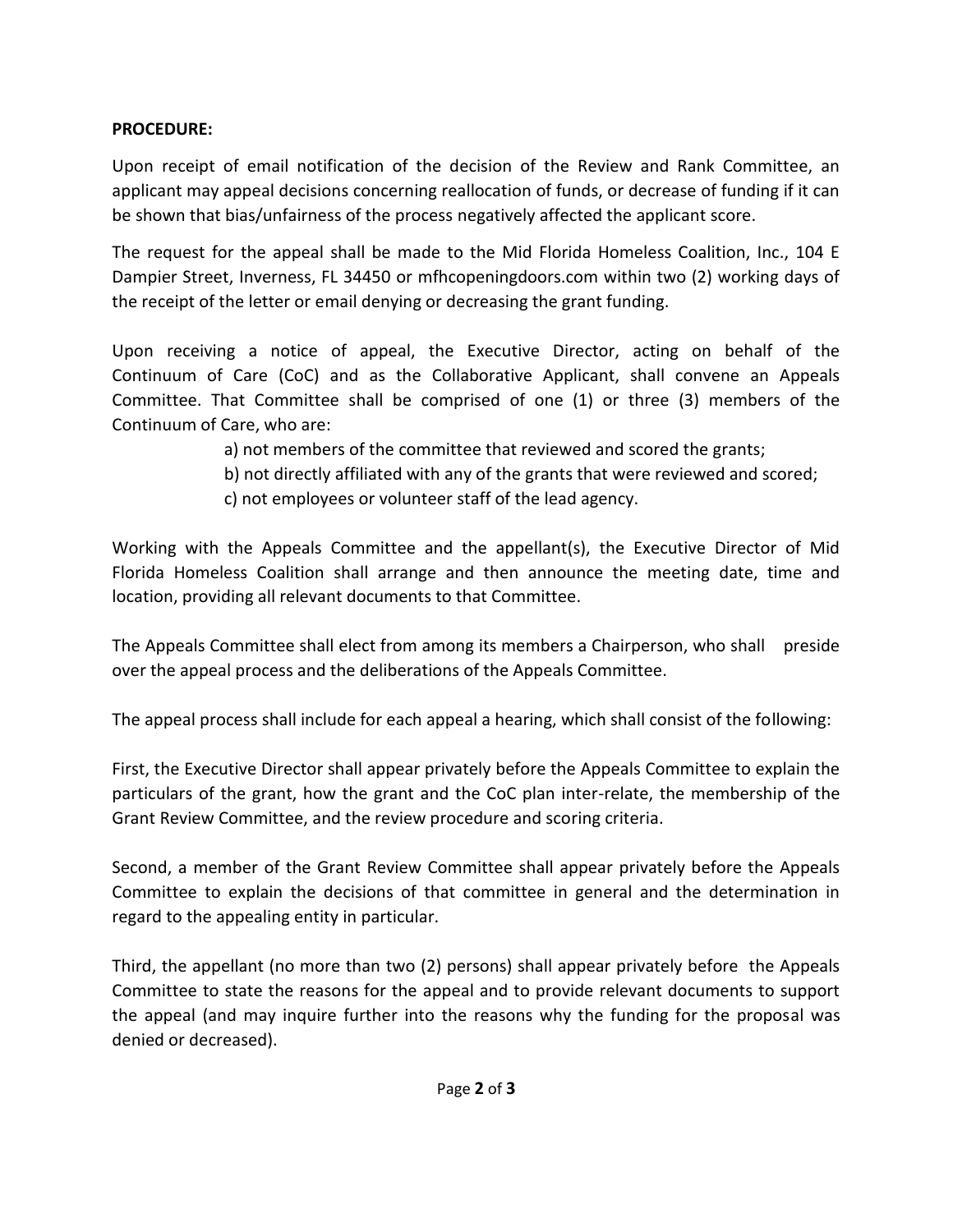**PROCEDURE:**

Upon receipt of email notification of the decision of the Review and Rank Committee, an applicant may appeal decisions concerning reallocation of funds, or decrease of funding if it can be shown that bias/unfairness of the process negatively affected the applicant score.

The request for the appeal shall be made to the Mid Florida Homeless Coalition, Inc., 104 E Dampier Street, Inverness, FL 34450 or mfhcopeningdoors.com within two (2) working days of the receipt of the letter or email denying or decreasing the grant funding.

Upon receiving a notice of appeal, the Executive Director, acting on behalf of the Continuum of Care (CoC) and as the Collaborative Applicant, shall convene an Appeals Committee. That Committee shall be comprised of one (1) or three (3) members of the Continuum of Care, who are:

a) not members of the committee that reviewed and scored the grants;
b) not directly affiliated with any of the grants that were reviewed and scored;
c) not employees or volunteer staff of the lead agency.

Working with the Appeals Committee and the appellant(s), the Executive Director of Mid Florida Homeless Coalition shall arrange and then announce the meeting date, time and location, providing all relevant documents to that Committee.

The Appeals Committee shall elect from among its members a Chairperson, who shall preside over the appeal process and the deliberations of the Appeals Committee.

The appeal process shall include for each appeal a hearing, which shall consist of the following:

First, the Executive Director shall appear privately before the Appeals Committee to explain the particulars of the grant, how the grant and the CoC plan inter-relate, the membership of the Grant Review Committee, and the review procedure and scoring criteria.

Second, a member of the Grant Review Committee shall appear privately before the Appeals Committee to explain the decisions of that committee in general and the determination in regard to the appealing entity in particular.

Third, the appellant (no more than two (2) persons) shall appear privately before the Appeals Committee to state the reasons for the appeal and to provide relevant documents to support the appeal (and may inquire further into the reasons why the funding for the proposal was denied or decreased).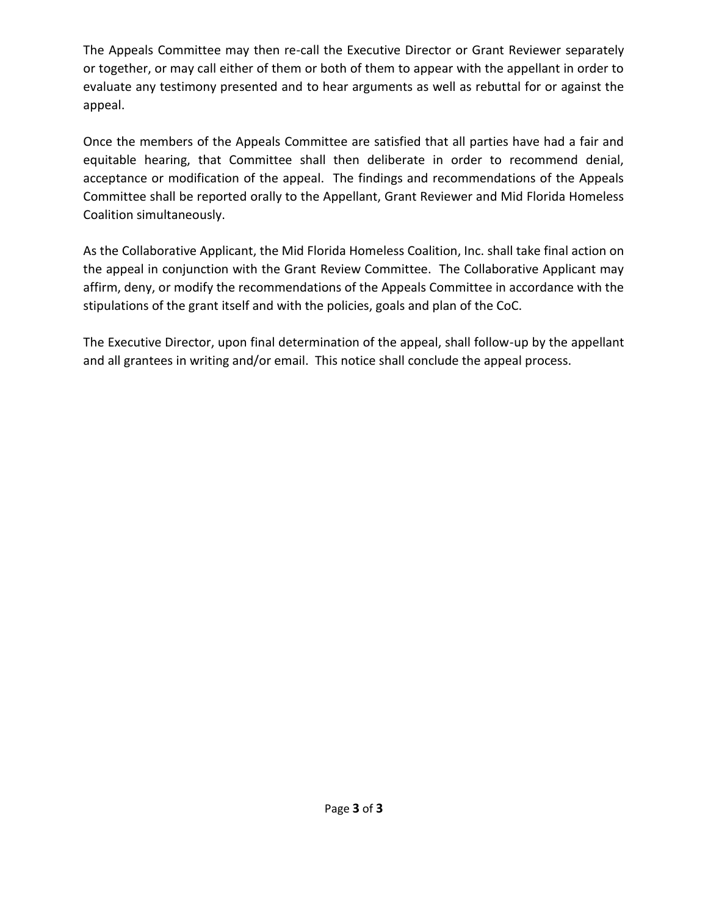The Appeals Committee may then re-call the Executive Director or Grant Reviewer separately or together, or may call either of them or both of them to appear with the appellant in order to evaluate any testimony presented and to hear arguments as well as rebuttal for or against the appeal.

Once the members of the Appeals Committee are satisfied that all parties have had a fair and equitable hearing, that Committee shall then deliberate in order to recommend denial, acceptance or modification of the appeal. The findings and recommendations of the Appeals Committee shall be reported orally to the Appellant, Grant Reviewer and Mid Florida Homeless Coalition simultaneously.

As the Collaborative Applicant, the Mid Florida Homeless Coalition, Inc. shall take final action on the appeal in conjunction with the Grant Review Committee. The Collaborative Applicant may affirm, deny, or modify the recommendations of the Appeals Committee in accordance with the stipulations of the grant itself and with the policies, goals and plan of the CoC.

The Executive Director, upon final determination of the appeal, shall follow-up by the appellant and all grantees in writing and/or email. This notice shall conclude the appeal process.